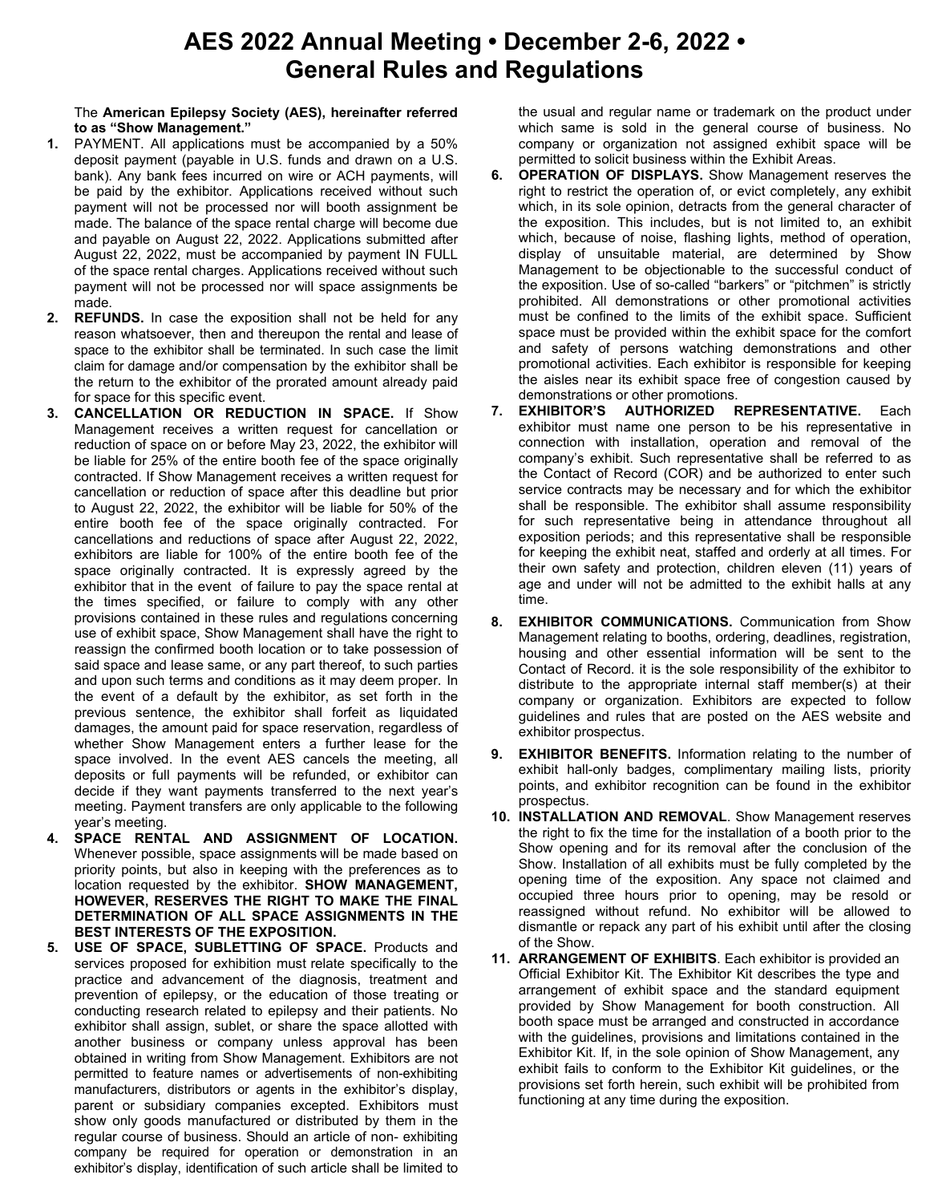# AES 2022 Annual Meeting • December 2-6, 2022 • General Rules and Regulations

The **American Epilepsy Society (AES), hereinafter referred to as "Show Management."**

1. PAYMENT. All applications must be accompanied by a 50% deposit payment (payable in U.S. funds and drawn on a U.S. bank). Any bank fees incurred on wire or ACH payments, will be paid by the exhibitor. Applications received without such payment will not be processed nor will booth assignment be made. The balance of the space rental charge will become due and payable on August 22, 2022. Applications submitted after August 22, 2022, must be accompanied by payment IN FULL of the space rental charges. Applications received without such payment will not be processed nor will space assignments be made.
2. **REFUNDS.** In case the exposition shall not be held for any reason whatsoever, then and thereupon the rental and lease of space to the exhibitor shall be terminated. In such case the limit claim for damage and/or compensation by the exhibitor shall be the return to the exhibitor of the prorated amount already paid for space for this specific event.
3. **CANCELLATION OR REDUCTION IN SPACE.** If Show Management receives a written request for cancellation or reduction of space on or before May 23, 2022, the exhibitor will be liable for 25% of the entire booth fee of the space originally contracted. If Show Management receives a written request for cancellation or reduction of space after this deadline but prior to August 22, 2022, the exhibitor will be liable for 50% of the entire booth fee of the space originally contracted. For cancellations and reductions of space after August 22, 2022, exhibitors are liable for 100% of the entire booth fee of the space originally contracted. It is expressly agreed by the exhibitor that in the event of failure to pay the space rental at the times specified, or failure to comply with any other provisions contained in these rules and regulations concerning use of exhibit space, Show Management shall have the right to reassign the confirmed booth location or to take possession of said space and lease same, or any part thereof, to such parties and upon such terms and conditions as it may deem proper. In the event of a default by the exhibitor, as set forth in the previous sentence, the exhibitor shall forfeit as liquidated damages, the amount paid for space reservation, regardless of whether Show Management enters a further lease for the space involved. In the event AES cancels the meeting, all deposits or full payments will be refunded, or exhibitor can decide if they want payments transferred to the next year's meeting. Payment transfers are only applicable to the following year's meeting.
4. **SPACE RENTAL AND ASSIGNMENT OF LOCATION.** Whenever possible, space assignments will be made based on priority points, but also in keeping with the preferences as to location requested by the exhibitor. **SHOW MANAGEMENT, HOWEVER, RESERVES THE RIGHT TO MAKE THE FINAL DETERMINATION OF ALL SPACE ASSIGNMENTS IN THE BEST INTERESTS OF THE EXPOSITION.**
5. **USE OF SPACE, SUBLETTING OF SPACE.** Products and services proposed for exhibition must relate specifically to the practice and advancement of the diagnosis, treatment and prevention of epilepsy, or the education of those treating or conducting research related to epilepsy and their patients. No exhibitor shall assign, sublet, or share the space allotted with another business or company unless approval has been obtained in writing from Show Management. Exhibitors are not permitted to feature names or advertisements of non-exhibiting manufacturers, distributors or agents in the exhibitor's display, parent or subsidiary companies excepted. Exhibitors must show only goods manufactured or distributed by them in the regular course of business. Should an article of non- exhibiting company be required for operation or demonstration in an exhibitor's display, identification of such article shall be limited to the usual and regular name or trademark on the product under which same is sold in the general course of business. No company or organization not assigned exhibit space will be permitted to solicit business within the Exhibit Areas.
6. **OPERATION OF DISPLAYS.** Show Management reserves the right to restrict the operation of, or evict completely, any exhibit which, in its sole opinion, detracts from the general character of the exposition. This includes, but is not limited to, an exhibit which, because of noise, flashing lights, method of operation, display of unsuitable material, are determined by Show Management to be objectionable to the successful conduct of the exposition. Use of so-called "barkers" or "pitchmen" is strictly prohibited. All demonstrations or other promotional activities must be confined to the limits of the exhibit space. Sufficient space must be provided within the exhibit space for the comfort and safety of persons watching demonstrations and other promotional activities. Each exhibitor is responsible for keeping the aisles near its exhibit space free of congestion caused by demonstrations or other promotions.
7. **EXHIBITOR'S AUTHORIZED REPRESENTATIVE.** Each exhibitor must name one person to be his representative in connection with installation, operation and removal of the company's exhibit. Such representative shall be referred to as the Contact of Record (COR) and be authorized to enter such service contracts may be necessary and for which the exhibitor shall be responsible. The exhibitor shall assume responsibility for such representative being in attendance throughout all exposition periods; and this representative shall be responsible for keeping the exhibit neat, staffed and orderly at all times. For their own safety and protection, children eleven (11) years of age and under will not be admitted to the exhibit halls at any time.
8. **EXHIBITOR COMMUNICATIONS.** Communication from Show Management relating to booths, ordering, deadlines, registration, housing and other essential information will be sent to the Contact of Record. it is the sole responsibility of the exhibitor to distribute to the appropriate internal staff member(s) at their company or organization. Exhibitors are expected to follow guidelines and rules that are posted on the AES website and exhibitor prospectus.
9. **EXHIBITOR BENEFITS.** Information relating to the number of exhibit hall-only badges, complimentary mailing lists, priority points, and exhibitor recognition can be found in the exhibitor prospectus.
10. **INSTALLATION AND REMOVAL**. Show Management reserves the right to fix the time for the installation of a booth prior to the Show opening and for its removal after the conclusion of the Show. Installation of all exhibits must be fully completed by the opening time of the exposition. Any space not claimed and occupied three hours prior to opening, may be resold or reassigned without refund. No exhibitor will be allowed to dismantle or repack any part of his exhibit until after the closing of the Show.
11. **ARRANGEMENT OF EXHIBITS**. Each exhibitor is provided an Official Exhibitor Kit. The Exhibitor Kit describes the type and arrangement of exhibit space and the standard equipment provided by Show Management for booth construction. All booth space must be arranged and constructed in accordance with the guidelines, provisions and limitations contained in the Exhibitor Kit. If, in the sole opinion of Show Management, any exhibit fails to conform to the Exhibitor Kit guidelines, or the provisions set forth herein, such exhibit will be prohibited from functioning at any time during the exposition.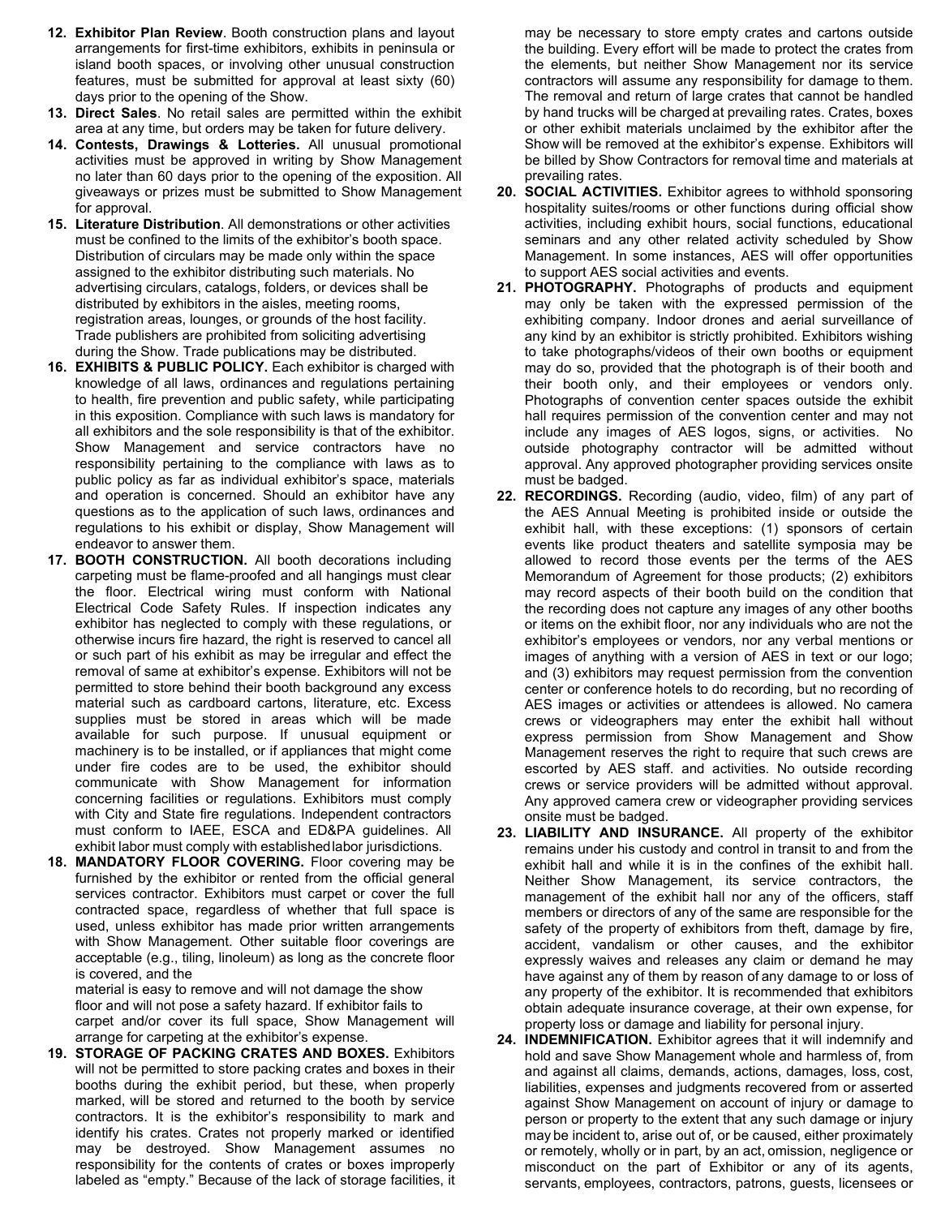12. **Exhibitor Plan Review**. Booth construction plans and layout arrangements for first-time exhibitors, exhibits in peninsula or island booth spaces, or involving other unusual construction features, must be submitted for approval at least sixty (60) days prior to the opening of the Show.
13. **Direct Sales**. No retail sales are permitted within the exhibit area at any time, but orders may be taken for future delivery.
14. **Contests, Drawings & Lotteries.** All unusual promotional activities must be approved in writing by Show Management no later than 60 days prior to the opening of the exposition. All giveaways or prizes must be submitted to Show Management for approval.
15. **Literature Distribution**. All demonstrations or other activities must be confined to the limits of the exhibitor's booth space. Distribution of circulars may be made only within the space assigned to the exhibitor distributing such materials. No advertising circulars, catalogs, folders, or devices shall be distributed by exhibitors in the aisles, meeting rooms, registration areas, lounges, or grounds of the host facility. Trade publishers are prohibited from soliciting advertising during the Show. Trade publications may be distributed.
16. **EXHIBITS & PUBLIC POLICY.** Each exhibitor is charged with knowledge of all laws, ordinances and regulations pertaining to health, fire prevention and public safety, while participating in this exposition. Compliance with such laws is mandatory for all exhibitors and the sole responsibility is that of the exhibitor. Show Management and service contractors have no responsibility pertaining to the compliance with laws as to public policy as far as individual exhibitor's space, materials and operation is concerned. Should an exhibitor have any questions as to the application of such laws, ordinances and regulations to his exhibit or display, Show Management will endeavor to answer them.
17. **BOOTH CONSTRUCTION.** All booth decorations including carpeting must be flame-proofed and all hangings must clear the floor. Electrical wiring must conform with National Electrical Code Safety Rules. If inspection indicates any exhibitor has neglected to comply with these regulations, or otherwise incurs fire hazard, the right is reserved to cancel all or such part of his exhibit as may be irregular and effect the removal of same at exhibitor's expense. Exhibitors will not be permitted to store behind their booth background any excess material such as cardboard cartons, literature, etc. Excess supplies must be stored in areas which will be made available for such purpose. If unusual equipment or machinery is to be installed, or if appliances that might come under fire codes are to be used, the exhibitor should communicate with Show Management for information concerning facilities or regulations. Exhibitors must comply with City and State fire regulations. Independent contractors must conform to IAEE, ESCA and ED&PA guidelines. All exhibit labor must comply with established labor jurisdictions.
18. **MANDATORY FLOOR COVERING.** Floor covering may be furnished by the exhibitor or rented from the official general services contractor. Exhibitors must carpet or cover the full contracted space, regardless of whether that full space is used, unless exhibitor has made prior written arrangements with Show Management. Other suitable floor coverings are acceptable (e.g., tiling, linoleum) as long as the concrete floor is covered, and the material is easy to remove and will not damage the show floor and will not pose a safety hazard. If exhibitor fails to carpet and/or cover its full space, Show Management will arrange for carpeting at the exhibitor's expense.
19. **STORAGE OF PACKING CRATES AND BOXES.** Exhibitors will not be permitted to store packing crates and boxes in their booths during the exhibit period, but these, when properly marked, will be stored and returned to the booth by service contractors. It is the exhibitor's responsibility to mark and identify his crates. Crates not properly marked or identified may be destroyed. Show Management assumes no responsibility for the contents of crates or boxes improperly labeled as "empty." Because of the lack of storage facilities, it may be necessary to store empty crates and cartons outside the building. Every effort will be made to protect the crates from the elements, but neither Show Management nor its service contractors will assume any responsibility for damage to them. The removal and return of large crates that cannot be handled by hand trucks will be charged at prevailing rates. Crates, boxes or other exhibit materials unclaimed by the exhibitor after the Show will be removed at the exhibitor's expense. Exhibitors will be billed by Show Contractors for removal time and materials at prevailing rates.
20. **SOCIAL ACTIVITIES.** Exhibitor agrees to withhold sponsoring hospitality suites/rooms or other functions during official show activities, including exhibit hours, social functions, educational seminars and any other related activity scheduled by Show Management. In some instances, AES will offer opportunities to support AES social activities and events.
21. **PHOTOGRAPHY.** Photographs of products and equipment may only be taken with the expressed permission of the exhibiting company. Indoor drones and aerial surveillance of any kind by an exhibitor is strictly prohibited. Exhibitors wishing to take photographs/videos of their own booths or equipment may do so, provided that the photograph is of their booth and their booth only, and their employees or vendors only. Photographs of convention center spaces outside the exhibit hall requires permission of the convention center and may not include any images of AES logos, signs, or activities. No outside photography contractor will be admitted without approval. Any approved photographer providing services onsite must be badged.
22. **RECORDINGS.** Recording (audio, video, film) of any part of the AES Annual Meeting is prohibited inside or outside the exhibit hall, with these exceptions: (1) sponsors of certain events like product theaters and satellite symposia may be allowed to record those events per the terms of the AES Memorandum of Agreement for those products; (2) exhibitors may record aspects of their booth build on the condition that the recording does not capture any images of any other booths or items on the exhibit floor, nor any individuals who are not the exhibitor's employees or vendors, nor any verbal mentions or images of anything with a version of AES in text or our logo; and (3) exhibitors may request permission from the convention center or conference hotels to do recording, but no recording of AES images or activities or attendees is allowed. No camera crews or videographers may enter the exhibit hall without express permission from Show Management and Show Management reserves the right to require that such crews are escorted by AES staff. and activities. No outside recording crews or service providers will be admitted without approval. Any approved camera crew or videographer providing services onsite must be badged.
23. **LIABILITY AND INSURANCE.** All property of the exhibitor remains under his custody and control in transit to and from the exhibit hall and while it is in the confines of the exhibit hall. Neither Show Management, its service contractors, the management of the exhibit hall nor any of the officers, staff members or directors of any of the same are responsible for the safety of the property of exhibitors from theft, damage by fire, accident, vandalism or other causes, and the exhibitor expressly waives and releases any claim or demand he may have against any of them by reason of any damage to or loss of any property of the exhibitor. It is recommended that exhibitors obtain adequate insurance coverage, at their own expense, for property loss or damage and liability for personal injury.
24. **INDEMNIFICATION.** Exhibitor agrees that it will indemnify and hold and save Show Management whole and harmless of, from and against all claims, demands, actions, damages, loss, cost, liabilities, expenses and judgments recovered from or asserted against Show Management on account of injury or damage to person or property to the extent that any such damage or injury may be incident to, arise out of, or be caused, either proximately or remotely, wholly or in part, by an act, omission, negligence or misconduct on the part of Exhibitor or any of its agents, servants, employees, contractors, patrons, guests, licensees or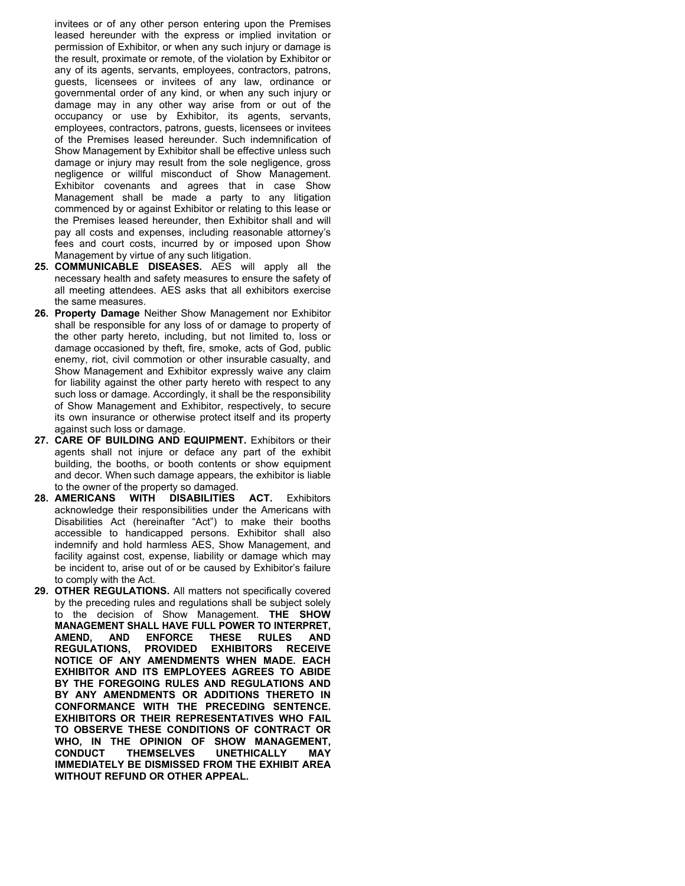invitees or of any other person entering upon the Premises leased hereunder with the express or implied invitation or permission of Exhibitor, or when any such injury or damage is the result, proximate or remote, of the violation by Exhibitor or any of its agents, servants, employees, contractors, patrons, guests, licensees or invitees of any law, ordinance or governmental order of any kind, or when any such injury or damage may in any other way arise from or out of the occupancy or use by Exhibitor, its agents, servants, employees, contractors, patrons, guests, licensees or invitees of the Premises leased hereunder. Such indemnification of Show Management by Exhibitor shall be effective unless such damage or injury may result from the sole negligence, gross negligence or willful misconduct of Show Management. Exhibitor covenants and agrees that in case Show Management shall be made a party to any litigation commenced by or against Exhibitor or relating to this lease or the Premises leased hereunder, then Exhibitor shall and will pay all costs and expenses, including reasonable attorney's fees and court costs, incurred by or imposed upon Show Management by virtue of any such litigation.

25. **COMMUNICABLE DISEASES.** AES will apply all the necessary health and safety measures to ensure the safety of all meeting attendees. AES asks that all exhibitors exercise the same measures.
26. **Property Damage** Neither Show Management nor Exhibitor shall be responsible for any loss of or damage to property of the other party hereto, including, but not limited to, loss or damage occasioned by theft, fire, smoke, acts of God, public enemy, riot, civil commotion or other insurable casualty, and Show Management and Exhibitor expressly waive any claim for liability against the other party hereto with respect to any such loss or damage. Accordingly, it shall be the responsibility of Show Management and Exhibitor, respectively, to secure its own insurance or otherwise protect itself and its property against such loss or damage.
27. **CARE OF BUILDING AND EQUIPMENT.** Exhibitors or their agents shall not injure or deface any part of the exhibit building, the booths, or booth contents or show equipment and decor. When such damage appears, the exhibitor is liable to the owner of the property so damaged.
28. **AMERICANS WITH DISABILITIES ACT.** Exhibitors acknowledge their responsibilities under the Americans with Disabilities Act (hereinafter "Act") to make their booths accessible to handicapped persons. Exhibitor shall also indemnify and hold harmless AES, Show Management, and facility against cost, expense, liability or damage which may be incident to, arise out of or be caused by Exhibitor's failure to comply with the Act.
29. **OTHER REGULATIONS.** All matters not specifically covered by the preceding rules and regulations shall be subject solely to the decision of Show Management. **THE SHOW MANAGEMENT SHALL HAVE FULL POWER TO INTERPRET, AMEND, AND ENFORCE THESE RULES AND REGULATIONS, PROVIDED EXHIBITORS RECEIVE NOTICE OF ANY AMENDMENTS WHEN MADE. EACH EXHIBITOR AND ITS EMPLOYEES AGREES TO ABIDE BY THE FOREGOING RULES AND REGULATIONS AND BY ANY AMENDMENTS OR ADDITIONS THERETO IN CONFORMANCE WITH THE PRECEDING SENTENCE. EXHIBITORS OR THEIR REPRESENTATIVES WHO FAIL TO OBSERVE THESE CONDITIONS OF CONTRACT OR WHO, IN THE OPINION OF SHOW MANAGEMENT, CONDUCT THEMSELVES UNETHICALLY MAY IMMEDIATELY BE DISMISSED FROM THE EXHIBIT AREA WITHOUT REFUND OR OTHER APPEAL.**